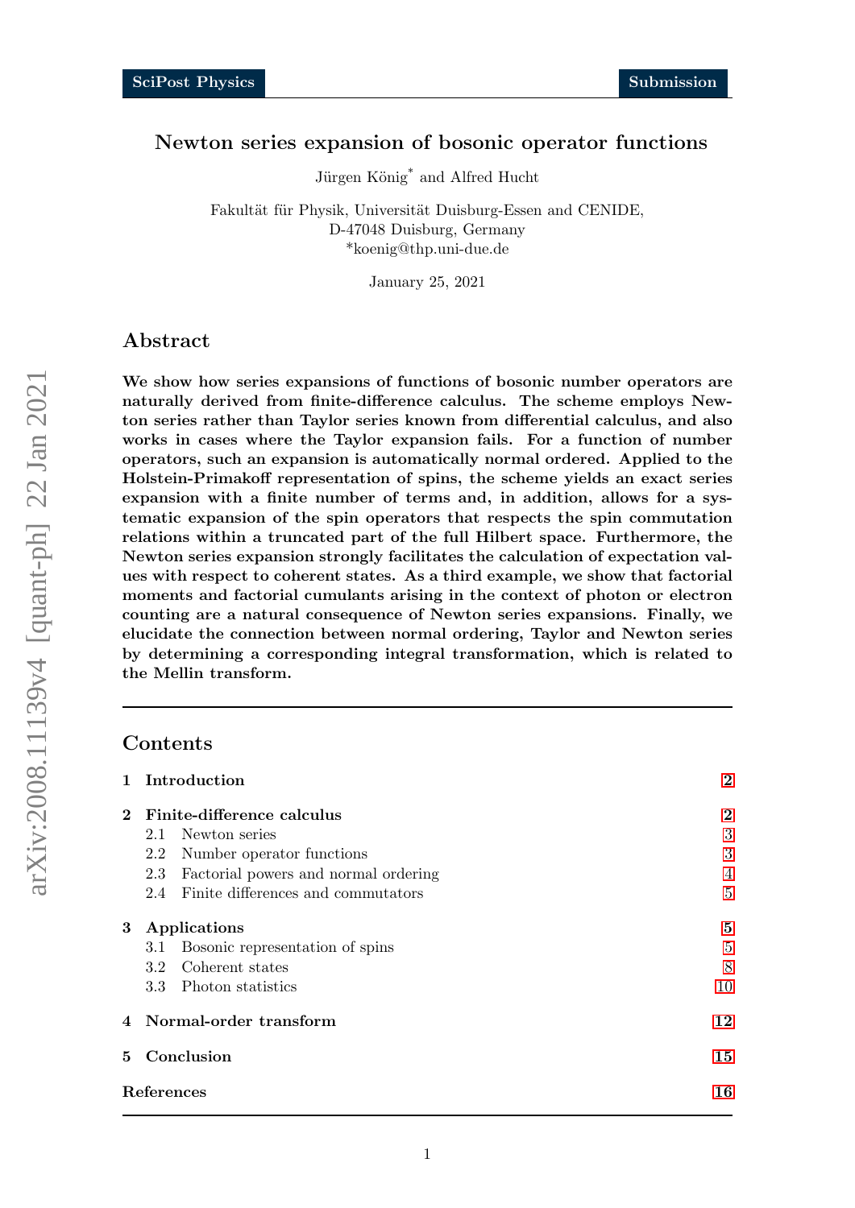# Newton series expansion of bosonic operator functions

Jürgen König* and Alfred Hucht

Fakultät für Physik, Universität Duisburg-Essen and CENIDE,
D-47048 Duisburg, Germany
*koenig@thp.uni-due.de

January 25, 2021

## Abstract

**We show how series expansions of functions of bosonic number operators are naturally derived from finite-difference calculus. The scheme employs Newton series rather than Taylor series known from differential calculus, and also works in cases where the Taylor expansion fails. For a function of number operators, such an expansion is automatically normal ordered. Applied to the Holstein-Primakoff representation of spins, the scheme yields an exact series expansion with a finite number of terms and, in addition, allows for a systematic expansion of the spin operators that respects the spin commutation relations within a truncated part of the full Hilbert space. Furthermore, the Newton series expansion strongly facilitates the calculation of expectation values with respect to coherent states. As a third example, we show that factorial moments and factorial cumulants arising in the context of photon or electron counting are a natural consequence of Newton series expansions. Finally, we elucidate the connection between normal ordering, Taylor and Newton series by determining a corresponding integral transformation, which is related to the Mellin transform.**

---

## Contents

| | |
|---|---|
| **1 Introduction** | **2** |
| **2 Finite-difference calculus** | **2** |
| 2.1 Newton series | 3 |
| 2.2 Number operator functions | 3 |
| 2.3 Factorial powers and normal ordering | 4 |
| 2.4 Finite differences and commutators | 5 |
| **3 Applications** | **5** |
| 3.1 Bosonic representation of spins | 5 |
| 3.2 Coherent states | 8 |
| 3.3 Photon statistics | 10 |
| **4 Normal-order transform** | **12** |
| **5 Conclusion** | **15** |
| **References** | **16** |

---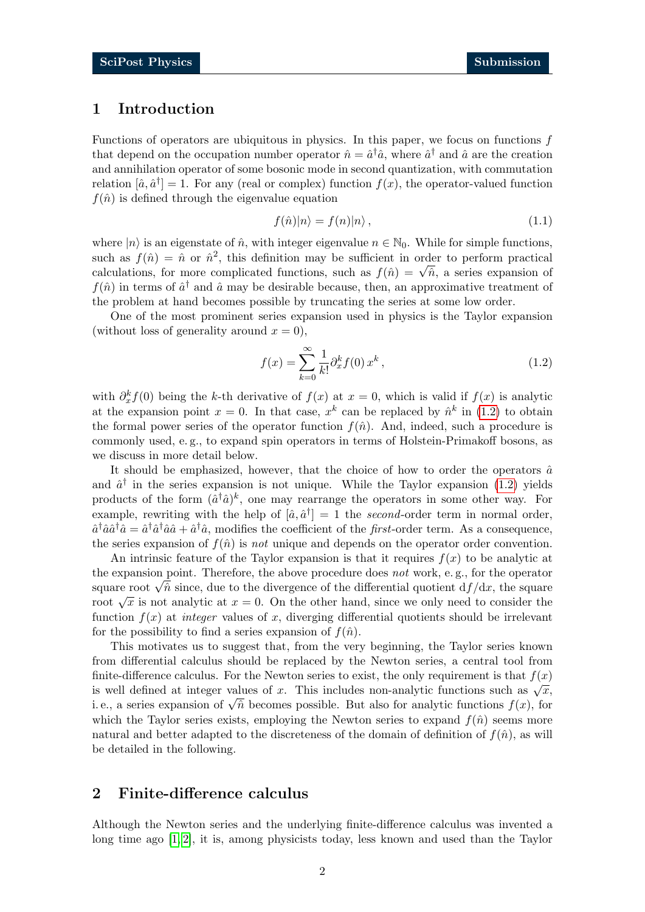## 1 Introduction

Functions of operators are ubiquitous in physics. In this paper, we focus on functions $f$ that depend on the occupation number operator $\hat{n} = \hat{a}^\dagger \hat{a}$, where $\hat{a}^\dagger$ and $\hat{a}$ are the creation and annihilation operator of some bosonic mode in second quantization, with commutation relation $[\hat{a}, \hat{a}^\dagger] = 1$. For any (real or complex) function $f(x)$, the operator-valued function $f(\hat{n})$ is defined through the eigenvalue equation

$$f(\hat{n})|n\rangle = f(n)|n\rangle \,, \tag{1.1}$$

where $|n\rangle$ is an eigenstate of $\hat{n}$, with integer eigenvalue $n \in \mathbb{N}_0$. While for simple functions, such as $f(\hat{n}) = \hat{n}$ or $\hat{n}^2$, this definition may be sufficient in order to perform practical calculations, for more complicated functions, such as $f(\hat{n}) = \sqrt{\hat{n}}$, a series expansion of $f(\hat{n})$ in terms of $\hat{a}^\dagger$ and $\hat{a}$ may be desirable because, then, an approximative treatment of the problem at hand becomes possible by truncating the series at some low order.

One of the most prominent series expansion used in physics is the Taylor expansion (without loss of generality around $x = 0$),

$$f(x) = \sum_{k=0}^{\infty} \frac{1}{k!} \partial_x^k f(0)\, x^k \,, \tag{1.2}$$

with $\partial_x^k f(0)$ being the $k$-th derivative of $f(x)$ at $x = 0$, which is valid if $f(x)$ is analytic at the expansion point $x = 0$. In that case, $x^k$ can be replaced by $\hat{n}^k$ in (1.2) to obtain the formal power series of the operator function $f(\hat{n})$. And, indeed, such a procedure is commonly used, e. g., to expand spin operators in terms of Holstein-Primakoff bosons, as we discuss in more detail below.

It should be emphasized, however, that the choice of how to order the operators $\hat{a}$ and $\hat{a}^\dagger$ in the series expansion is not unique. While the Taylor expansion (1.2) yields products of the form $(\hat{a}^\dagger \hat{a})^k$, one may rearrange the operators in some other way. For example, rewriting with the help of $[\hat{a}, \hat{a}^\dagger] = 1$ the *second*-order term in normal order, $\hat{a}^\dagger \hat{a} \hat{a}^\dagger \hat{a} = \hat{a}^\dagger \hat{a}^\dagger \hat{a} \hat{a} + \hat{a}^\dagger \hat{a}$, modifies the coefficient of the *first*-order term. As a consequence, the series expansion of $f(\hat{n})$ is *not* unique and depends on the operator order convention.

An intrinsic feature of the Taylor expansion is that it requires $f(x)$ to be analytic at the expansion point. Therefore, the above procedure does *not* work, e. g., for the operator square root $\sqrt{\hat{n}}$ since, due to the divergence of the differential quotient $\mathrm{d}f/\mathrm{d}x$, the square root $\sqrt{x}$ is not analytic at $x = 0$. On the other hand, since we only need to consider the function $f(x)$ at *integer* values of $x$, diverging differential quotients should be irrelevant for the possibility to find a series expansion of $f(\hat{n})$.

This motivates us to suggest that, from the very beginning, the Taylor series known from differential calculus should be replaced by the Newton series, a central tool from finite-difference calculus. For the Newton series to exist, the only requirement is that $f(x)$ is well defined at integer values of $x$. This includes non-analytic functions such as $\sqrt{x}$, i. e., a series expansion of $\sqrt{\hat{n}}$ becomes possible. But also for analytic functions $f(x)$, for which the Taylor series exists, employing the Newton series to expand $f(\hat{n})$ seems more natural and better adapted to the discreteness of the domain of definition of $f(\hat{n})$, as will be detailed in the following.

## 2 Finite-difference calculus

Although the Newton series and the underlying finite-difference calculus was invented a long time ago [1, 2], it is, among physicists today, less known and used than the Taylor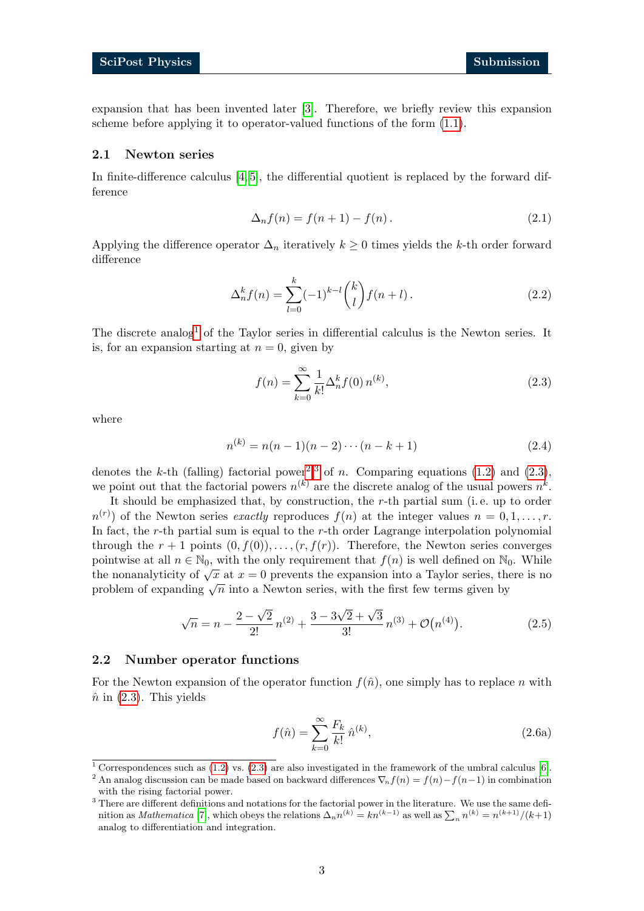expansion that has been invented later [3]. Therefore, we briefly review this expansion scheme before applying it to operator-valued functions of the form (1.1).

## 2.1 Newton series

In finite-difference calculus [4,5], the differential quotient is replaced by the forward difference

$$\Delta_n f(n) = f(n+1) - f(n) \,. \tag{2.1}$$

Applying the difference operator $\Delta_n$ iteratively $k \geq 0$ times yields the $k$-th order forward difference

$$\Delta_n^k f(n) = \sum_{l=0}^{k} (-1)^{k-l} \binom{k}{l} f(n+l) \,. \tag{2.2}$$

The discrete analog[1] of the Taylor series in differential calculus is the Newton series. It is, for an expansion starting at $n = 0$, given by

$$f(n) = \sum_{k=0}^{\infty} \frac{1}{k!} \Delta_n^k f(0) \, n^{(k)}, \tag{2.3}$$

where

$$n^{(k)} = n(n-1)(n-2) \cdots (n-k+1) \tag{2.4}$$

denotes the $k$-th (falling) factorial power[2,3] of $n$. Comparing equations (1.2) and (2.3), we point out that the factorial powers $n^{(k)}$ are the discrete analog of the usual powers $n^k$.

It should be emphasized that, by construction, the $r$-th partial sum (i. e. up to order $n^{(r)}$) of the Newton series *exactly* reproduces $f(n)$ at the integer values $n = 0, 1, \ldots, r$. In fact, the $r$-th partial sum is equal to the $r$-th order Lagrange interpolation polynomial through the $r+1$ points $(0, f(0)), \ldots, (r, f(r))$. Therefore, the Newton series converges pointwise at all $n \in \mathbb{N}_0$, with the only requirement that $f(n)$ is well defined on $\mathbb{N}_0$. While the nonanalyticity of $\sqrt{x}$ at $x = 0$ prevents the expansion into a Taylor series, there is no problem of expanding $\sqrt{n}$ into a Newton series, with the first few terms given by

$$\sqrt{n} = n - \frac{2-\sqrt{2}}{2!} \, n^{(2)} + \frac{3 - 3\sqrt{2} + \sqrt{3}}{3!} \, n^{(3)} + \mathcal{O}\big(n^{(4)}\big). \tag{2.5}$$

## 2.2 Number operator functions

For the Newton expansion of the operator function $f(\hat{n})$, one simply has to replace $n$ with $\hat{n}$ in (2.3). This yields

$$f(\hat{n}) = \sum_{k=0}^{\infty} \frac{F_k}{k!} \, \hat{n}^{(k)}, \tag{2.6a}$$

---

[1] Correspondences such as (1.2) vs. (2.3) are also investigated in the framework of the umbral calculus [6].

[2] An analog discussion can be made based on backward differences $\nabla_n f(n) = f(n) - f(n-1)$ in combination with the rising factorial power.

[3] There are different definitions and notations for the factorial power in the literature. We use the same definition as *Mathematica* [7], which obeys the relations $\Delta_n n^{(k)} = k n^{(k-1)}$ as well as $\sum_n n^{(k)} = n^{(k+1)}/(k+1)$ analog to differentiation and integration.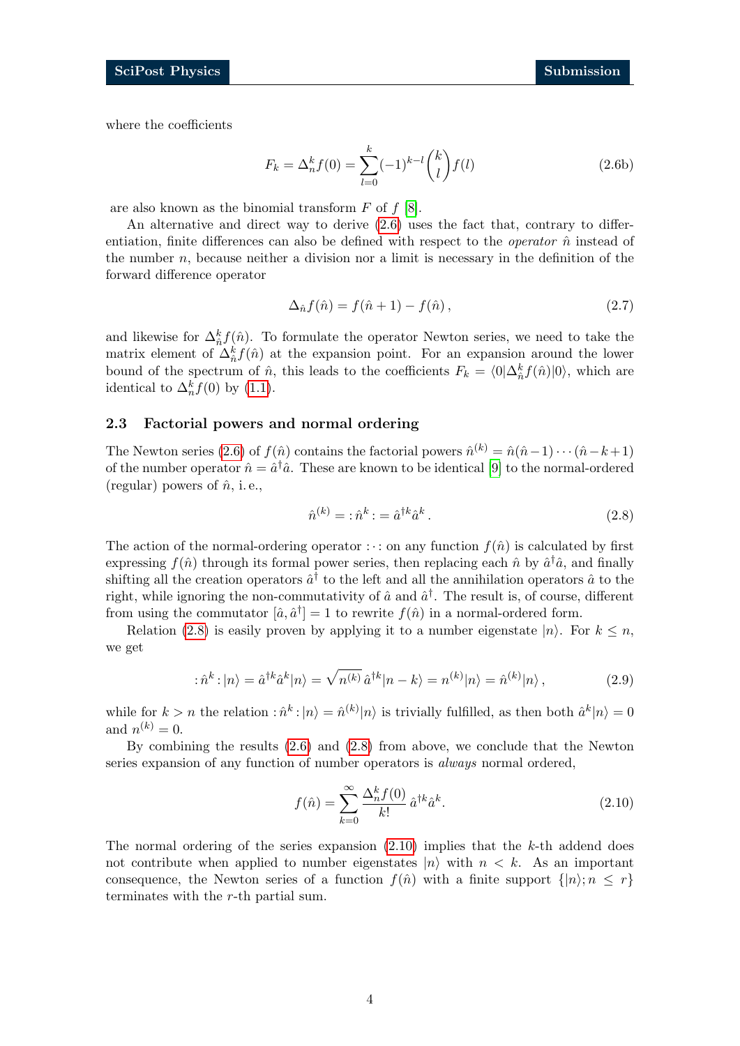where the coefficients

$$F_k = \Delta_n^k f(0) = \sum_{l=0}^{k} (-1)^{k-l} \binom{k}{l} f(l) \tag{2.6b}$$

are also known as the binomial transform $F$ of $f$ [8].

An alternative and direct way to derive (2.6) uses the fact that, contrary to differentiation, finite differences can also be defined with respect to the *operator* $\hat{n}$ instead of the number $n$, because neither a division nor a limit is necessary in the definition of the forward difference operator

$$\Delta_{\hat{n}} f(\hat{n}) = f(\hat{n}+1) - f(\hat{n}) \,, \tag{2.7}$$

and likewise for $\Delta_{\hat{n}}^k f(\hat{n})$. To formulate the operator Newton series, we need to take the matrix element of $\Delta_{\hat{n}}^k f(\hat{n})$ at the expansion point. For an expansion around the lower bound of the spectrum of $\hat{n}$, this leads to the coefficients $F_k = \langle 0|\Delta_{\hat{n}}^k f(\hat{n})|0\rangle$, which are identical to $\Delta_n^k f(0)$ by (1.1).

### 2.3 Factorial powers and normal ordering

The Newton series (2.6) of $f(\hat{n})$ contains the factorial powers $\hat{n}^{(k)} = \hat{n}(\hat{n}-1)\cdots(\hat{n}-k+1)$ of the number operator $\hat{n} = \hat{a}^\dagger \hat{a}$. These are known to be identical [9] to the normal-ordered (regular) powers of $\hat{n}$, i. e.,

$$\hat{n}^{(k)} = \,:\hat{n}^k:\, = \hat{a}^{\dagger k} \hat{a}^k \,. \tag{2.8}$$

The action of the normal-ordering operator $:\cdot:$ on any function $f(\hat{n})$ is calculated by first expressing $f(\hat{n})$ through its formal power series, then replacing each $\hat{n}$ by $\hat{a}^\dagger \hat{a}$, and finally shifting all the creation operators $\hat{a}^\dagger$ to the left and all the annihilation operators $\hat{a}$ to the right, while ignoring the non-commutativity of $\hat{a}$ and $\hat{a}^\dagger$. The result is, of course, different from using the commutator $[\hat{a}, \hat{a}^\dagger] = 1$ to rewrite $f(\hat{n})$ in a normal-ordered form.

Relation (2.8) is easily proven by applying it to a number eigenstate $|n\rangle$. For $k \leq n$, we get

$$:\hat{n}^k:|n\rangle = \hat{a}^{\dagger k} \hat{a}^k |n\rangle = \sqrt{n^{(k)}}\, \hat{a}^{\dagger k} |n-k\rangle = n^{(k)}|n\rangle = \hat{n}^{(k)}|n\rangle \,, \tag{2.9}$$

while for $k > n$ the relation $:\hat{n}^k:|n\rangle = \hat{n}^{(k)}|n\rangle$ is trivially fulfilled, as then both $\hat{a}^k|n\rangle = 0$ and $n^{(k)} = 0$.

By combining the results (2.6) and (2.8) from above, we conclude that the Newton series expansion of any function of number operators is *always* normal ordered,

$$f(\hat{n}) = \sum_{k=0}^{\infty} \frac{\Delta_n^k f(0)}{k!} \, \hat{a}^{\dagger k} \hat{a}^k. \tag{2.10}$$

The normal ordering of the series expansion (2.10) implies that the $k$-th addend does not contribute when applied to number eigenstates $|n\rangle$ with $n < k$. As an important consequence, the Newton series of a function $f(\hat{n})$ with a finite support $\{|n\rangle; n \leq r\}$ terminates with the $r$-th partial sum.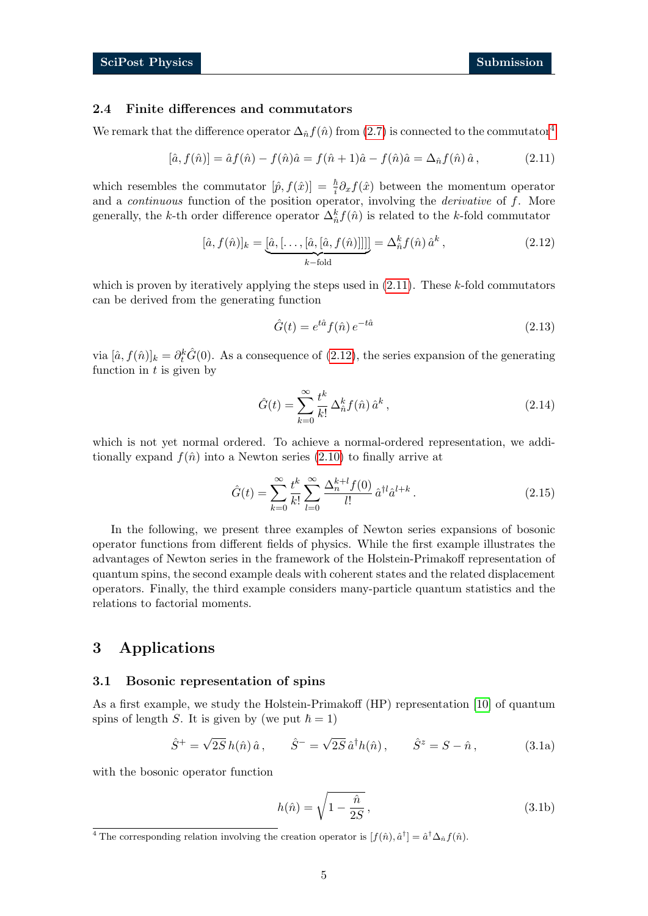### 2.4 Finite differences and commutators

We remark that the difference operator $\Delta_{\hat{n}} f(\hat{n})$ from (2.7) is connected to the commutator[4]

$$[\hat{a}, f(\hat{n})] = \hat{a} f(\hat{n}) - f(\hat{n})\hat{a} = f(\hat{n}+1)\hat{a} - f(\hat{n})\hat{a} = \Delta_{\hat{n}} f(\hat{n})\, \hat{a}\,, \tag{2.11}$$

which resembles the commutator $[\hat{p}, f(\hat{x})] = \frac{\hbar}{i}\partial_x f(\hat{x})$ between the momentum operator and a *continuous* function of the position operator, involving the *derivative* of $f$. More generally, the $k$-th order difference operator $\Delta^k_{\hat{n}} f(\hat{n})$ is related to the $k$-fold commutator

$$[\hat{a}, f(\hat{n})]_k = \underbrace{[\hat{a}, [\ldots, [\hat{a}, [\hat{a}, f(\hat{n})]]]]}_{k-\text{fold}} = \Delta^k_{\hat{n}} f(\hat{n})\, \hat{a}^k\,, \tag{2.12}$$

which is proven by iteratively applying the steps used in (2.11). These $k$-fold commutators can be derived from the generating function

$$\hat{G}(t) = e^{t\hat{a}} f(\hat{n})\, e^{-t\hat{a}} \tag{2.13}$$

via $[\hat{a}, f(\hat{n})]_k = \partial^k_t \hat{G}(0)$. As a consequence of (2.12), the series expansion of the generating function in $t$ is given by

$$\hat{G}(t) = \sum_{k=0}^{\infty} \frac{t^k}{k!}\, \Delta^k_{\hat{n}} f(\hat{n})\, \hat{a}^k\,, \tag{2.14}$$

which is not yet normal ordered. To achieve a normal-ordered representation, we additionally expand $f(\hat{n})$ into a Newton series (2.10) to finally arrive at

$$\hat{G}(t) = \sum_{k=0}^{\infty} \frac{t^k}{k!} \sum_{l=0}^{\infty} \frac{\Delta^{k+l}_{n} f(0)}{l!}\, \hat{a}^{\dagger l} \hat{a}^{l+k}\,. \tag{2.15}$$

In the following, we present three examples of Newton series expansions of bosonic operator functions from different fields of physics. While the first example illustrates the advantages of Newton series in the framework of the Holstein-Primakoff representation of quantum spins, the second example deals with coherent states and the related displacement operators. Finally, the third example considers many-particle quantum statistics and the relations to factorial moments.

## 3 Applications

### 3.1 Bosonic representation of spins

As a first example, we study the Holstein-Primakoff (HP) representation [10] of quantum spins of length $S$. It is given by (we put $\hbar = 1$)

$$\hat{S}^+ = \sqrt{2S}\, h(\hat{n})\, \hat{a}\,, \qquad \hat{S}^- = \sqrt{2S}\, \hat{a}^\dagger h(\hat{n})\,, \qquad \hat{S}^z = S - \hat{n}\,, \tag{3.1a}$$

with the bosonic operator function

$$h(\hat{n}) = \sqrt{1 - \frac{\hat{n}}{2S}}\,, \tag{3.1b}$$

[4] The corresponding relation involving the creation operator is $[f(\hat{n}), \hat{a}^\dagger] = \hat{a}^\dagger \Delta_{\hat{n}} f(\hat{n})$.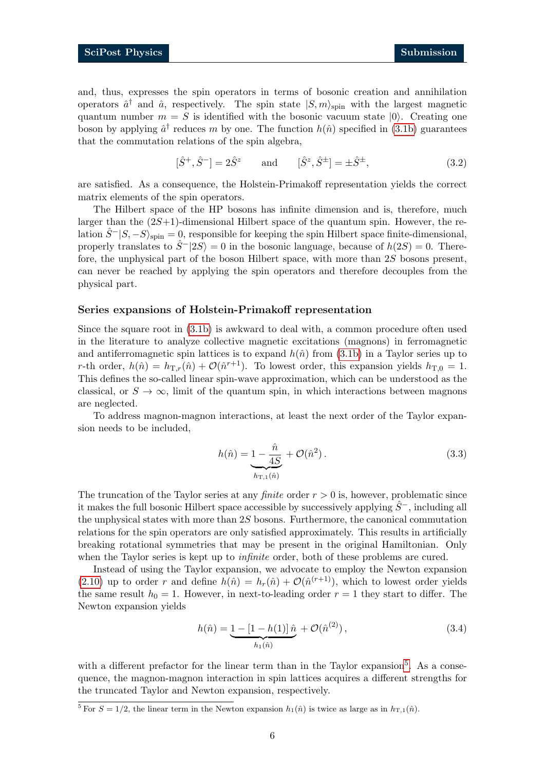and, thus, expresses the spin operators in terms of bosonic creation and annihilation operators $\hat{a}^\dagger$ and $\hat{a}$, respectively. The spin state $|S,m\rangle_{\text{spin}}$ with the largest magnetic quantum number $m = S$ is identified with the bosonic vacuum state $|0\rangle$. Creating one boson by applying $\hat{a}^\dagger$ reduces $m$ by one. The function $h(\hat{n})$ specified in (3.1b) guarantees that the commutation relations of the spin algebra,

$$[\hat{S}^+, \hat{S}^-] = 2\hat{S}^z \qquad \text{and} \qquad [\hat{S}^z, \hat{S}^\pm] = \pm \hat{S}^\pm, \tag{3.2}$$

are satisfied. As a consequence, the Holstein-Primakoff representation yields the correct matrix elements of the spin operators.

The Hilbert space of the HP bosons has infinite dimension and is, therefore, much larger than the $(2S+1)$-dimensional Hilbert space of the quantum spin. However, the relation $\hat{S}^-|S,-S\rangle_{\text{spin}} = 0$, responsible for keeping the spin Hilbert space finite-dimensional, properly translates to $\hat{S}^-|2S\rangle = 0$ in the bosonic language, because of $h(2S) = 0$. Therefore, the unphysical part of the boson Hilbert space, with more than $2S$ bosons present, can never be reached by applying the spin operators and therefore decouples from the physical part.

### Series expansions of Holstein-Primakoff representation

Since the square root in (3.1b) is awkward to deal with, a common procedure often used in the literature to analyze collective magnetic excitations (magnons) in ferromagnetic and antiferromagnetic spin lattices is to expand $h(\hat{n})$ from (3.1b) in a Taylor series up to $r$-th order, $h(\hat{n}) = h_{\text{T},r}(\hat{n}) + \mathcal{O}(\hat{n}^{r+1})$. To lowest order, this expansion yields $h_{\text{T},0} = 1$. This defines the so-called linear spin-wave approximation, which can be understood as the classical, or $S \to \infty$, limit of the quantum spin, in which interactions between magnons are neglected.

To address magnon-magnon interactions, at least the next order of the Taylor expansion needs to be included,

$$h(\hat{n}) = \underbrace{1 - \frac{\hat{n}}{4S}}_{h_{\text{T},1}(\hat{n})} + \mathcal{O}(\hat{n}^2). \tag{3.3}$$

The truncation of the Taylor series at any *finite* order $r > 0$ is, however, problematic since it makes the full bosonic Hilbert space accessible by successively applying $\hat{S}^-$, including all the unphysical states with more than $2S$ bosons. Furthermore, the canonical commutation relations for the spin operators are only satisfied approximately. This results in artificially breaking rotational symmetries that may be present in the original Hamiltonian. Only when the Taylor series is kept up to *infinite* order, both of these problems are cured.

Instead of using the Taylor expansion, we advocate to employ the Newton expansion (2.10) up to order $r$ and define $h(\hat{n}) = h_r(\hat{n}) + \mathcal{O}(\hat{n}^{(r+1)})$, which to lowest order yields the same result $h_0 = 1$. However, in next-to-leading order $r = 1$ they start to differ. The Newton expansion yields

$$h(\hat{n}) = \underbrace{1 - [1 - h(1)]\,\hat{n}}_{h_1(\hat{n})} + \mathcal{O}(\hat{n}^{(2)}), \tag{3.4}$$

with a different prefactor for the linear term than in the Taylor expansion[5]. As a consequence, the magnon-magnon interaction in spin lattices acquires a different strengths for the truncated Taylor and Newton expansion, respectively.

[5] For $S = 1/2$, the linear term in the Newton expansion $h_1(\hat{n})$ is twice as large as in $h_{\text{T},1}(\hat{n})$.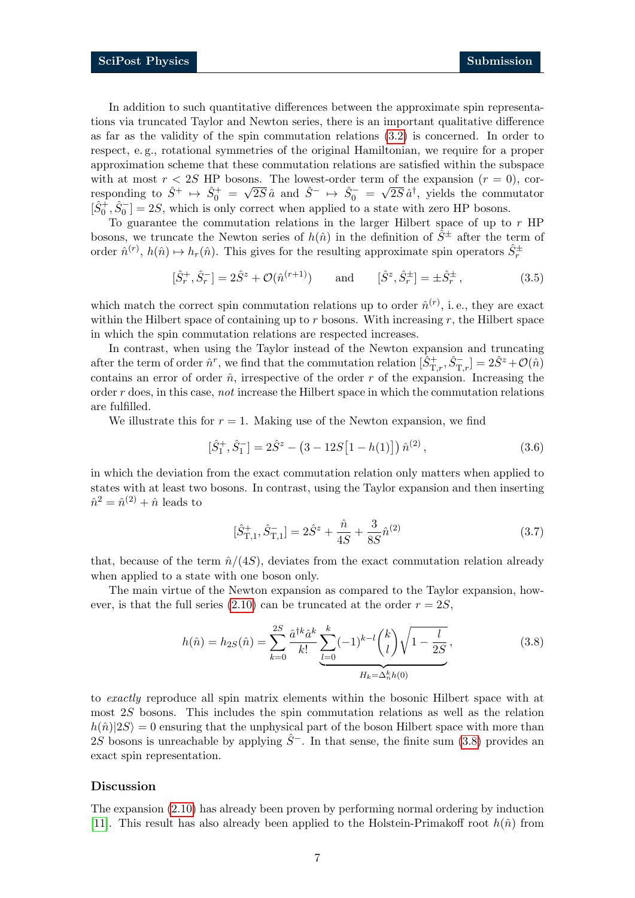In addition to such quantitative differences between the approximate spin representations via truncated Taylor and Newton series, there is an important qualitative difference as far as the validity of the spin commutation relations (3.2) is concerned. In order to respect, e. g., rotational symmetries of the original Hamiltonian, we require for a proper approximation scheme that these commutation relations are satisfied within the subspace with at most $r < 2S$ HP bosons. The lowest-order term of the expansion ($r = 0$), corresponding to $\hat{S}^+ \mapsto \hat{S}^+_0 = \sqrt{2S}\,\hat{a}$ and $\hat{S}^- \mapsto \hat{S}^-_0 = \sqrt{2S}\,\hat{a}^\dagger$, yields the commutator $[\hat{S}^+_0, \hat{S}^-_0] = 2S$, which is only correct when applied to a state with zero HP bosons.

To guarantee the commutation relations in the larger Hilbert space of up to $r$ HP bosons, we truncate the Newton series of $h(\hat{n})$ in the definition of $\hat{S}^\pm$ after the term of order $\hat{n}^{(r)}$, $h(\hat{n}) \mapsto h_r(\hat{n})$. This gives for the resulting approximate spin operators $\hat{S}^\pm_r$

$$[\hat{S}^+_r, \hat{S}^-_r] = 2\hat{S}^z + \mathcal{O}(\hat{n}^{(r+1)}) \qquad \text{and} \qquad [\hat{S}^z, \hat{S}^\pm_r] = \pm \hat{S}^\pm_r\,, \tag{3.5}$$

which match the correct spin commutation relations up to order $\hat{n}^{(r)}$, i. e., they are exact within the Hilbert space of containing up to $r$ bosons. With increasing $r$, the Hilbert space in which the spin commutation relations are respected increases.

In contrast, when using the Taylor instead of the Newton expansion and truncating after the term of order $\hat{n}^r$, we find that the commutation relation $[\hat{S}^+_{\mathrm{T},r}, \hat{S}^-_{\mathrm{T},r}] = 2\hat{S}^z + \mathcal{O}(\hat{n})$ contains an error of order $\hat{n}$, irrespective of the order $r$ of the expansion. Increasing the order $r$ does, in this case, *not* increase the Hilbert space in which the commutation relations are fulfilled.

We illustrate this for $r = 1$. Making use of the Newton expansion, we find

$$[\hat{S}^+_1, \hat{S}^-_1] = 2\hat{S}^z - \big(3 - 12S\big[1 - h(1)\big]\big)\,\hat{n}^{(2)}\,, \tag{3.6}$$

in which the deviation from the exact commutation relation only matters when applied to states with at least two bosons. In contrast, using the Taylor expansion and then inserting $\hat{n}^2 = \hat{n}^{(2)} + \hat{n}$ leads to

$$[\hat{S}^+_{\mathrm{T},1}, \hat{S}^-_{\mathrm{T},1}] = 2\hat{S}^z + \frac{\hat{n}}{4S} + \frac{3}{8S}\hat{n}^{(2)} \tag{3.7}$$

that, because of the term $\hat{n}/(4S)$, deviates from the exact commutation relation already when applied to a state with one boson only.

The main virtue of the Newton expansion as compared to the Taylor expansion, however, is that the full series (2.10) can be truncated at the order $r = 2S$,

$$h(\hat{n}) = h_{2S}(\hat{n}) = \sum_{k=0}^{2S} \frac{\hat{a}^{\dagger k}\hat{a}^k}{k!} \underbrace{\sum_{l=0}^{k} (-1)^{k-l} \binom{k}{l} \sqrt{1 - \frac{l}{2S}}}_{H_k = \Delta^k_n h(0)}\,, \tag{3.8}$$

to *exactly* reproduce all spin matrix elements within the bosonic Hilbert space with at most $2S$ bosons. This includes the spin commutation relations as well as the relation $h(\hat{n})|2S\rangle = 0$ ensuring that the unphysical part of the boson Hilbert space with more than $2S$ bosons is unreachable by applying $\hat{S}^-$. In that sense, the finite sum (3.8) provides an exact spin representation.

### Discussion

The expansion (2.10) has already been proven by performing normal ordering by induction [11]. This result has also already been applied to the Holstein-Primakoff root $h(\hat{n})$ from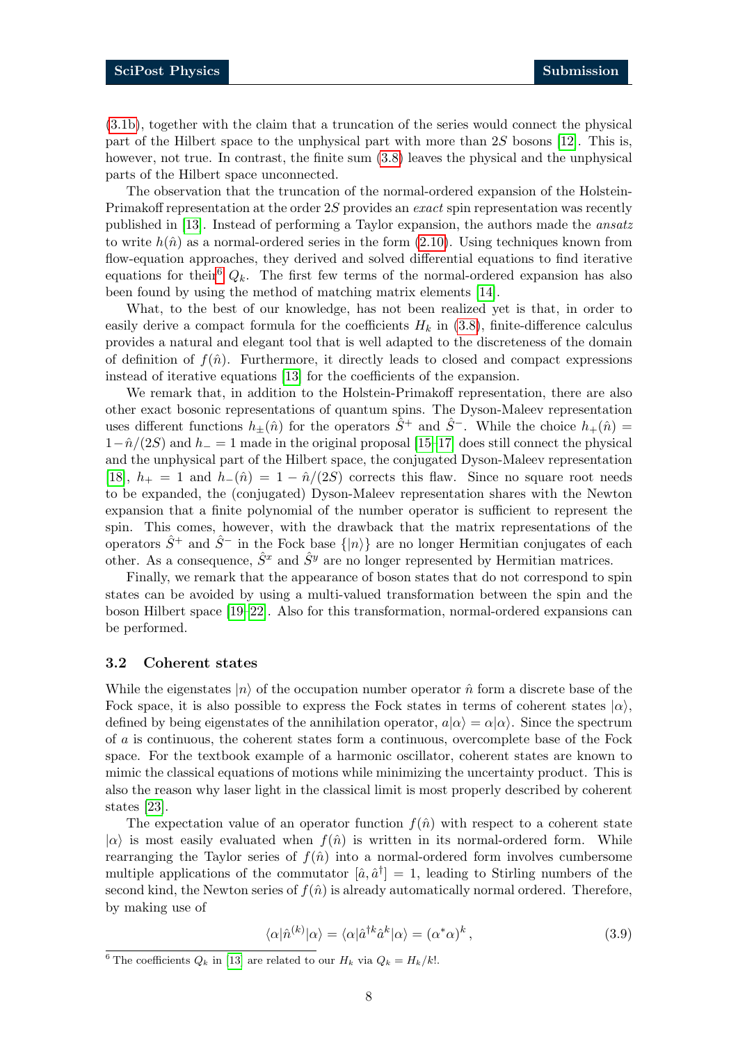(3.1b), together with the claim that a truncation of the series would connect the physical part of the Hilbert space to the unphysical part with more than $2S$ bosons [12]. This is, however, not true. In contrast, the finite sum (3.8) leaves the physical and the unphysical parts of the Hilbert space unconnected.

The observation that the truncation of the normal-ordered expansion of the Holstein-Primakoff representation at the order $2S$ provides an *exact* spin representation was recently published in [13]. Instead of performing a Taylor expansion, the authors made the *ansatz* to write $h(\hat{n})$ as a normal-ordered series in the form (2.10). Using techniques known from flow-equation approaches, they derived and solved differential equations to find iterative equations for their[6] $Q_k$. The first few terms of the normal-ordered expansion has also been found by using the method of matching matrix elements [14].

What, to the best of our knowledge, has not been realized yet is that, in order to easily derive a compact formula for the coefficients $H_k$ in (3.8), finite-difference calculus provides a natural and elegant tool that is well adapted to the discreteness of the domain of definition of $f(\hat{n})$. Furthermore, it directly leads to closed and compact expressions instead of iterative equations [13] for the coefficients of the expansion.

We remark that, in addition to the Holstein-Primakoff representation, there are also other exact bosonic representations of quantum spins. The Dyson-Maleev representation uses different functions $h_\pm(\hat{n})$ for the operators $\hat{S}^+$ and $\hat{S}^-$. While the choice $h_+(\hat{n}) = 1-\hat{n}/(2S)$ and $h_- = 1$ made in the original proposal [15–17] does still connect the physical and the unphysical part of the Hilbert space, the conjugated Dyson-Maleev representation [18], $h_+ = 1$ and $h_-(\hat{n}) = 1 - \hat{n}/(2S)$ corrects this flaw. Since no square root needs to be expanded, the (conjugated) Dyson-Maleev representation shares with the Newton expansion that a finite polynomial of the number operator is sufficient to represent the spin. This comes, however, with the drawback that the matrix representations of the operators $\hat{S}^+$ and $\hat{S}^-$ in the Fock base $\{|n\rangle\}$ are no longer Hermitian conjugates of each other. As a consequence, $\hat{S}^x$ and $\hat{S}^y$ are no longer represented by Hermitian matrices.

Finally, we remark that the appearance of boson states that do not correspond to spin states can be avoided by using a multi-valued transformation between the spin and the boson Hilbert space [19–22]. Also for this transformation, normal-ordered expansions can be performed.

### 3.2 Coherent states

While the eigenstates $|n\rangle$ of the occupation number operator $\hat{n}$ form a discrete base of the Fock space, it is also possible to express the Fock states in terms of coherent states $|\alpha\rangle$, defined by being eigenstates of the annihilation operator, $a|\alpha\rangle = \alpha|\alpha\rangle$. Since the spectrum of $a$ is continuous, the coherent states form a continuous, overcomplete base of the Fock space. For the textbook example of a harmonic oscillator, coherent states are known to mimic the classical equations of motions while minimizing the uncertainty product. This is also the reason why laser light in the classical limit is most properly described by coherent states [23].

The expectation value of an operator function $f(\hat{n})$ with respect to a coherent state $|\alpha\rangle$ is most easily evaluated when $f(\hat{n})$ is written in its normal-ordered form. While rearranging the Taylor series of $f(\hat{n})$ into a normal-ordered form involves cumbersome multiple applications of the commutator $[\hat{a}, \hat{a}^\dagger] = 1$, leading to Stirling numbers of the second kind, the Newton series of $f(\hat{n})$ is already automatically normal ordered. Therefore, by making use of

$$\langle\alpha|\hat{n}^{(k)}|\alpha\rangle = \langle\alpha|\hat{a}^{\dagger k}\hat{a}^k|\alpha\rangle = (\alpha^*\alpha)^k\,, \tag{3.9}$$

[6] The coefficients $Q_k$ in [13] are related to our $H_k$ via $Q_k = H_k/k!$.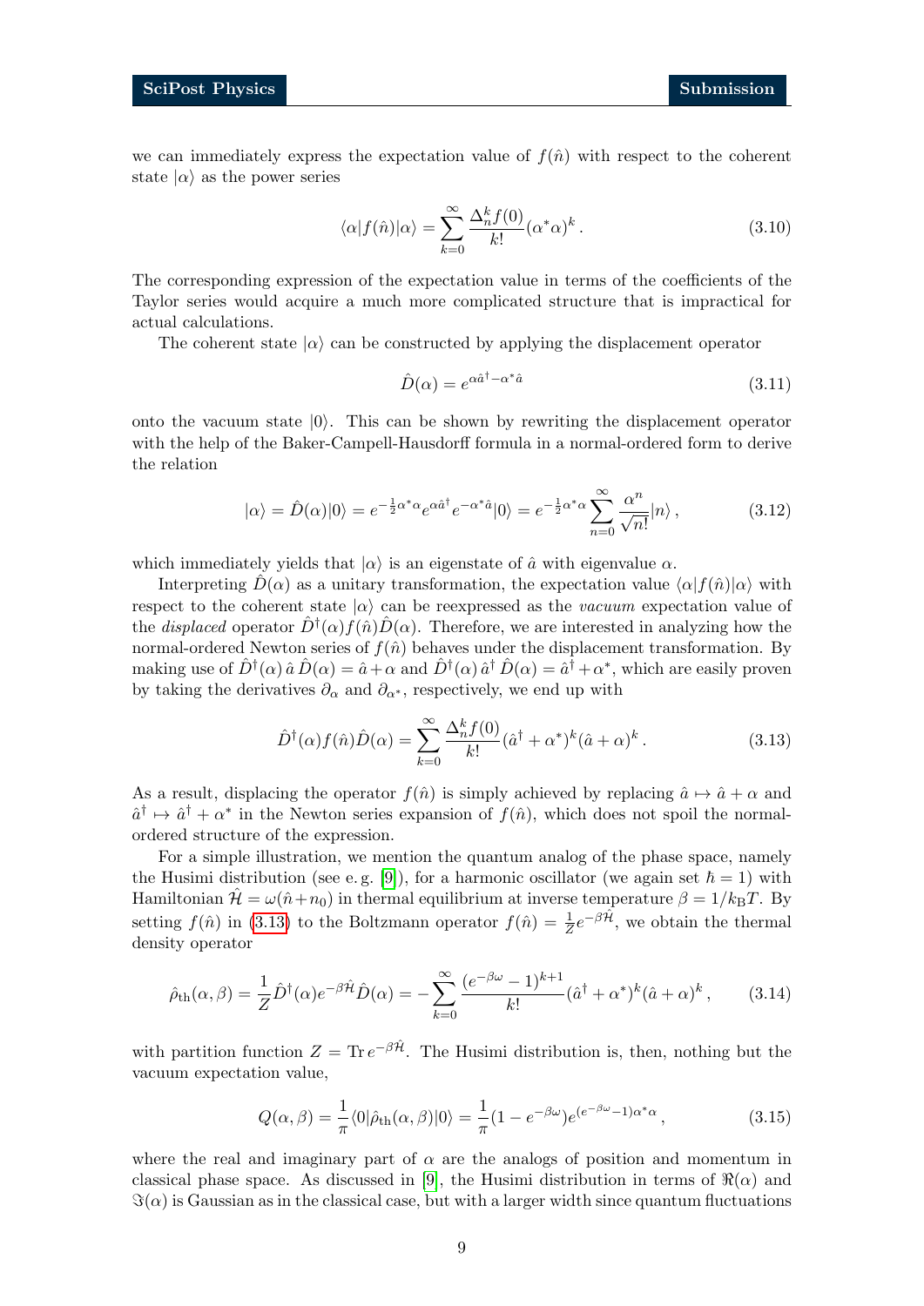we can immediately express the expectation value of $f(\hat{n})$ with respect to the coherent state $|\alpha\rangle$ as the power series

$$\langle\alpha|f(\hat{n})|\alpha\rangle = \sum_{k=0}^{\infty} \frac{\Delta_n^k f(0)}{k!} (\alpha^*\alpha)^k \,. \tag{3.10}$$

The corresponding expression of the expectation value in terms of the coefficients of the Taylor series would acquire a much more complicated structure that is impractical for actual calculations.

The coherent state $|\alpha\rangle$ can be constructed by applying the displacement operator

$$\hat{D}(\alpha) = e^{\alpha\hat{a}^\dagger - \alpha^*\hat{a}} \tag{3.11}$$

onto the vacuum state $|0\rangle$. This can be shown by rewriting the displacement operator with the help of the Baker-Campell-Hausdorff formula in a normal-ordered form to derive the relation

$$|\alpha\rangle = \hat{D}(\alpha)|0\rangle = e^{-\frac{1}{2}\alpha^*\alpha} e^{\alpha\hat{a}^\dagger} e^{-\alpha^*\hat{a}}|0\rangle = e^{-\frac{1}{2}\alpha^*\alpha} \sum_{n=0}^{\infty} \frac{\alpha^n}{\sqrt{n!}} |n\rangle \,, \tag{3.12}$$

which immediately yields that $|\alpha\rangle$ is an eigenstate of $\hat{a}$ with eigenvalue $\alpha$.

Interpreting $\hat{D}(\alpha)$ as a unitary transformation, the expectation value $\langle\alpha|f(\hat{n})|\alpha\rangle$ with respect to the coherent state $|\alpha\rangle$ can be reexpressed as the *vacuum* expectation value of the *displaced* operator $\hat{D}^\dagger(\alpha)f(\hat{n})\hat{D}(\alpha)$. Therefore, we are interested in analyzing how the normal-ordered Newton series of $f(\hat{n})$ behaves under the displacement transformation. By making use of $\hat{D}^\dagger(\alpha)\,\hat{a}\,\hat{D}(\alpha) = \hat{a}+\alpha$ and $\hat{D}^\dagger(\alpha)\,\hat{a}^\dagger\,\hat{D}(\alpha) = \hat{a}^\dagger+\alpha^*$, which are easily proven by taking the derivatives $\partial_\alpha$ and $\partial_{\alpha^*}$, respectively, we end up with

$$\hat{D}^\dagger(\alpha)f(\hat{n})\hat{D}(\alpha) = \sum_{k=0}^{\infty} \frac{\Delta_n^k f(0)}{k!} (\hat{a}^\dagger+\alpha^*)^k(\hat{a}+\alpha)^k \,. \tag{3.13}$$

As a result, displacing the operator $f(\hat{n})$ is simply achieved by replacing $\hat{a} \mapsto \hat{a}+\alpha$ and $\hat{a}^\dagger \mapsto \hat{a}^\dagger+\alpha^*$ in the Newton series expansion of $f(\hat{n})$, which does not spoil the normal-ordered structure of the expression.

For a simple illustration, we mention the quantum analog of the phase space, namely the Husimi distribution (see e. g. [9]), for a harmonic oscillator (we again set $\hbar = 1$) with Hamiltonian $\hat{\mathcal{H}} = \omega(\hat{n}+n_0)$ in thermal equilibrium at inverse temperature $\beta = 1/k_{\mathrm{B}}T$. By setting $f(\hat{n})$ in (3.13) to the Boltzmann operator $f(\hat{n}) = \frac{1}{Z}e^{-\beta\hat{\mathcal{H}}}$, we obtain the thermal density operator

$$\hat{\rho}_{\mathrm{th}}(\alpha,\beta) = \frac{1}{Z}\hat{D}^\dagger(\alpha)e^{-\beta\hat{\mathcal{H}}}\hat{D}(\alpha) = -\sum_{k=0}^{\infty} \frac{(e^{-\beta\omega}-1)^{k+1}}{k!} (\hat{a}^\dagger+\alpha^*)^k(\hat{a}+\alpha)^k \,, \tag{3.14}$$

with partition function $Z = \operatorname{Tr} e^{-\beta\hat{\mathcal{H}}}$. The Husimi distribution is, then, nothing but the vacuum expectation value,

$$Q(\alpha,\beta) = \frac{1}{\pi}\langle 0|\hat{\rho}_{\mathrm{th}}(\alpha,\beta)|0\rangle = \frac{1}{\pi}(1-e^{-\beta\omega})e^{(e^{-\beta\omega}-1)\alpha^*\alpha} \,, \tag{3.15}$$

where the real and imaginary part of $\alpha$ are the analogs of position and momentum in classical phase space. As discussed in [9], the Husimi distribution in terms of $\Re(\alpha)$ and $\Im(\alpha)$ is Gaussian as in the classical case, but with a larger width since quantum fluctuations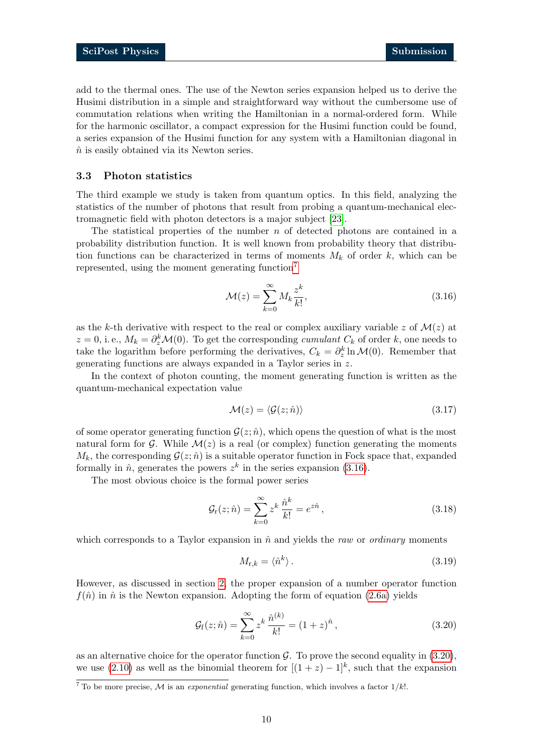add to the thermal ones. The use of the Newton series expansion helped us to derive the Husimi distribution in a simple and straightforward way without the cumbersome use of commutation relations when writing the Hamiltonian in a normal-ordered form. While for the harmonic oscillator, a compact expression for the Husimi function could be found, a series expansion of the Husimi function for any system with a Hamiltonian diagonal in $\hat{n}$ is easily obtained via its Newton series.

### 3.3 Photon statistics

The third example we study is taken from quantum optics. In this field, analyzing the statistics of the number of photons that result from probing a quantum-mechanical electromagnetic field with photon detectors is a major subject [23].

The statistical properties of the number $n$ of detected photons are contained in a probability distribution function. It is well known from probability theory that distribution functions can be characterized in terms of moments $M_k$ of order $k$, which can be represented, using the moment generating function[7]

$$\mathcal{M}(z) = \sum_{k=0}^{\infty} M_k \frac{z^k}{k!}, \tag{3.16}$$

as the $k$-th derivative with respect to the real or complex auxiliary variable $z$ of $\mathcal{M}(z)$ at $z = 0$, i. e., $M_k = \partial_z^k \mathcal{M}(0)$. To get the corresponding *cumulant* $C_k$ of order $k$, one needs to take the logarithm before performing the derivatives, $C_k = \partial_z^k \ln \mathcal{M}(0)$. Remember that generating functions are always expanded in a Taylor series in $z$.

In the context of photon counting, the moment generating function is written as the quantum-mechanical expectation value

$$\mathcal{M}(z) = \langle \mathcal{G}(z; \hat{n}) \rangle \tag{3.17}$$

of some operator generating function $\mathcal{G}(z; \hat{n})$, which opens the question of what is the most natural form for $\mathcal{G}$. While $\mathcal{M}(z)$ is a real (or complex) function generating the moments $M_k$, the corresponding $\mathcal{G}(z; \hat{n})$ is a suitable operator function in Fock space that, expanded formally in $\hat{n}$, generates the powers $z^k$ in the series expansion (3.16).

The most obvious choice is the formal power series

$$\mathcal{G}_{\mathrm{r}}(z; \hat{n}) = \sum_{k=0}^{\infty} z^k \frac{\hat{n}^k}{k!} = e^{z\hat{n}}, \tag{3.18}$$

which corresponds to a Taylor expansion in $\hat{n}$ and yields the *raw* or *ordinary* moments

$$M_{\mathrm{r},k} = \langle \hat{n}^k \rangle. \tag{3.19}$$

However, as discussed in section 2, the proper expansion of a number operator function $f(\hat{n})$ in $\hat{n}$ is the Newton expansion. Adopting the form of equation (2.6a) yields

$$\mathcal{G}_{\mathrm{f}}(z; \hat{n}) = \sum_{k=0}^{\infty} z^k \frac{\hat{n}^{(k)}}{k!} = (1+z)^{\hat{n}}, \tag{3.20}$$

as an alternative choice for the operator function $\mathcal{G}$. To prove the second equality in (3.20), we use (2.10) as well as the binomial theorem for $[(1+z) - 1]^k$, such that the expansion

[7] To be more precise, $\mathcal{M}$ is an *exponential* generating function, which involves a factor $1/k!$.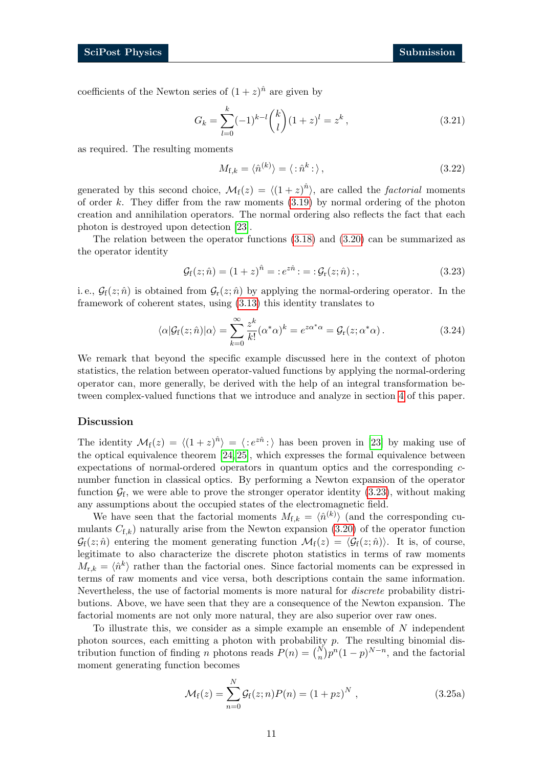coefficients of the Newton series of $(1+z)^{\hat{n}}$ are given by

$$G_k = \sum_{l=0}^{k} (-1)^{k-l} \binom{k}{l} (1+z)^l = z^k \,, \tag{3.21}$$

as required. The resulting moments

$$M_{\mathrm{f},k} = \langle \hat{n}^{(k)} \rangle = \langle : \hat{n}^k : \rangle \,, \tag{3.22}$$

generated by this second choice, $\mathcal{M}_\mathrm{f}(z) = \langle (1+z)^{\hat{n}} \rangle$, are called the *factorial* moments of order $k$. They differ from the raw moments (3.19) by normal ordering of the photon creation and annihilation operators. The normal ordering also reflects the fact that each photon is destroyed upon detection [23].

The relation between the operator functions (3.18) and (3.20) can be summarized as the operator identity

$$\mathcal{G}_\mathrm{f}(z;\hat{n}) = (1+z)^{\hat{n}} = : e^{z\hat{n}} : = : \mathcal{G}_\mathrm{r}(z;\hat{n}) : \,, \tag{3.23}$$

i. e., $\mathcal{G}_\mathrm{f}(z;\hat{n})$ is obtained from $\mathcal{G}_\mathrm{r}(z;\hat{n})$ by applying the normal-ordering operator. In the framework of coherent states, using (3.13) this identity translates to

$$\langle \alpha | \mathcal{G}_\mathrm{f}(z;\hat{n}) | \alpha \rangle = \sum_{k=0}^{\infty} \frac{z^k}{k!} (\alpha^* \alpha)^k = e^{z\alpha^*\alpha} = \mathcal{G}_\mathrm{r}(z;\alpha^*\alpha) \,. \tag{3.24}$$

We remark that beyond the specific example discussed here in the context of photon statistics, the relation between operator-valued functions by applying the normal-ordering operator can, more generally, be derived with the help of an integral transformation between complex-valued functions that we introduce and analyze in section 4 of this paper.

### Discussion

The identity $\mathcal{M}_\mathrm{f}(z) = \langle (1+z)^{\hat{n}} \rangle = \langle : e^{z\hat{n}} : \rangle$ has been proven in [23] by making use of the optical equivalence theorem [24, 25], which expresses the formal equivalence between expectations of normal-ordered operators in quantum optics and the corresponding $c$-number function in classical optics. By performing a Newton expansion of the operator function $\mathcal{G}_\mathrm{f}$, we were able to prove the stronger operator identity (3.23), without making any assumptions about the occupied states of the electromagnetic field.

We have seen that the factorial moments $M_{\mathrm{f},k} = \langle \hat{n}^{(k)} \rangle$ (and the corresponding cumulants $C_{\mathrm{f},k}$) naturally arise from the Newton expansion (3.20) of the operator function $\mathcal{G}_\mathrm{f}(z;\hat{n})$ entering the moment generating function $\mathcal{M}_\mathrm{f}(z) = \langle \mathcal{G}_\mathrm{f}(z;\hat{n}) \rangle$. It is, of course, legitimate to also characterize the discrete photon statistics in terms of raw moments $M_{\mathrm{r},k} = \langle \hat{n}^k \rangle$ rather than the factorial ones. Since factorial moments can be expressed in terms of raw moments and vice versa, both descriptions contain the same information. Nevertheless, the use of factorial moments is more natural for *discrete* probability distributions. Above, we have seen that they are a consequence of the Newton expansion. The factorial moments are not only more natural, they are also superior over raw ones.

To illustrate this, we consider as a simple example an ensemble of $N$ independent photon sources, each emitting a photon with probability $p$. The resulting binomial distribution function of finding $n$ photons reads $P(n) = \binom{N}{n} p^n (1-p)^{N-n}$, and the factorial moment generating function becomes

$$\mathcal{M}_\mathrm{f}(z) = \sum_{n=0}^{N} \mathcal{G}_\mathrm{f}(z;n) P(n) = (1+pz)^N \,, \tag{3.25a}$$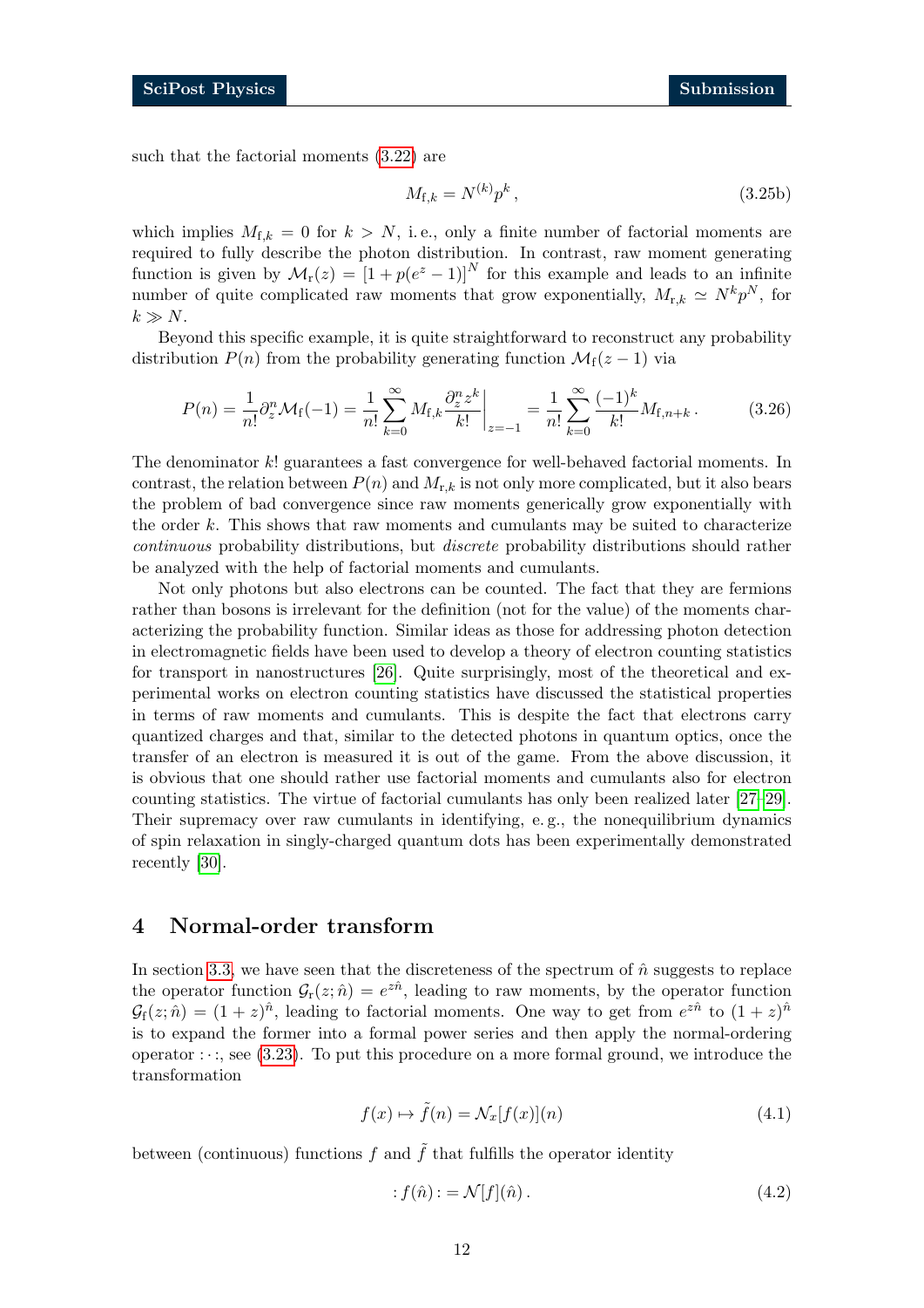such that the factorial moments (3.22) are

$$M_{\mathrm{f},k} = N^{(k)} p^k \,, \tag{3.25b}$$

which implies $M_{\mathrm{f},k} = 0$ for $k > N$, i. e., only a finite number of factorial moments are required to fully describe the photon distribution. In contrast, raw moment generating function is given by $\mathcal{M}_{\mathrm{r}}(z) = [1 + p(e^z - 1)]^N$ for this example and leads to an infinite number of quite complicated raw moments that grow exponentially, $M_{\mathrm{r},k} \simeq N^k p^N$, for $k \gg N$.

Beyond this specific example, it is quite straightforward to reconstruct any probability distribution $P(n)$ from the probability generating function $\mathcal{M}_{\mathrm{f}}(z-1)$ via

$$P(n) = \frac{1}{n!} \partial_z^n \mathcal{M}_{\mathrm{f}}(-1) = \frac{1}{n!} \sum_{k=0}^{\infty} M_{\mathrm{f},k} \frac{\partial_z^n z^k}{k!} \bigg|_{z=-1} = \frac{1}{n!} \sum_{k=0}^{\infty} \frac{(-1)^k}{k!} M_{\mathrm{f},n+k} \,. \tag{3.26}$$

The denominator $k!$ guarantees a fast convergence for well-behaved factorial moments. In contrast, the relation between $P(n)$ and $M_{\mathrm{r},k}$ is not only more complicated, but it also bears the problem of bad convergence since raw moments generically grow exponentially with the order $k$. This shows that raw moments and cumulants may be suited to characterize *continuous* probability distributions, but *discrete* probability distributions should rather be analyzed with the help of factorial moments and cumulants.

Not only photons but also electrons can be counted. The fact that they are fermions rather than bosons is irrelevant for the definition (not for the value) of the moments characterizing the probability function. Similar ideas as those for addressing photon detection in electromagnetic fields have been used to develop a theory of electron counting statistics for transport in nanostructures [26]. Quite surprisingly, most of the theoretical and experimental works on electron counting statistics have discussed the statistical properties in terms of raw moments and cumulants. This is despite the fact that electrons carry quantized charges and that, similar to the detected photons in quantum optics, once the transfer of an electron is measured it is out of the game. From the above discussion, it is obvious that one should rather use factorial moments and cumulants also for electron counting statistics. The virtue of factorial cumulants has only been realized later [27–29]. Their supremacy over raw cumulants in identifying, e. g., the nonequilibrium dynamics of spin relaxation in singly-charged quantum dots has been experimentally demonstrated recently [30].

## 4 Normal-order transform

In section 3.3, we have seen that the discreteness of the spectrum of $\hat{n}$ suggests to replace the operator function $\mathcal{G}_{\mathrm{r}}(z; \hat{n}) = e^{z\hat{n}}$, leading to raw moments, by the operator function $\mathcal{G}_{\mathrm{f}}(z; \hat{n}) = (1 + z)^{\hat{n}}$, leading to factorial moments. One way to get from $e^{z\hat{n}}$ to $(1+z)^{\hat{n}}$ is to expand the former into a formal power series and then apply the normal-ordering operator $:\cdot:$, see (3.23). To put this procedure on a more formal ground, we introduce the transformation

$$f(x) \mapsto \tilde{f}(n) = \mathcal{N}_x[f(x)](n) \tag{4.1}$$

between (continuous) functions $f$ and $\tilde{f}$ that fulfills the operator identity

$$: f(\hat{n}) : = \mathcal{N}[f](\hat{n}) \,. \tag{4.2}$$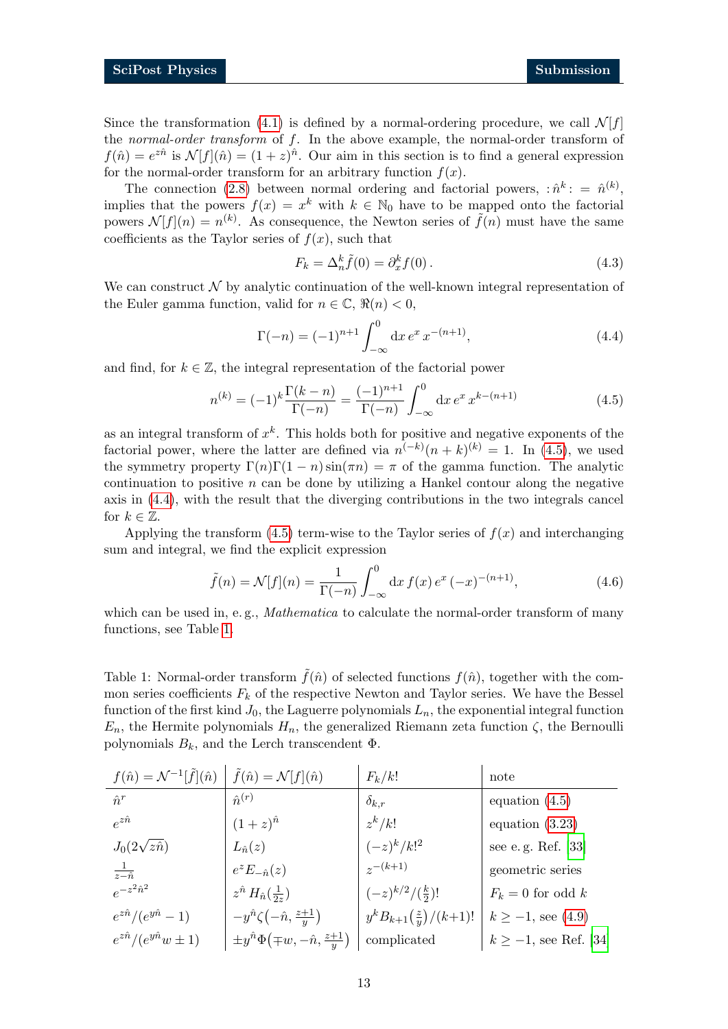Since the transformation (4.1) is defined by a normal-ordering procedure, we call $\mathcal{N}[f]$ the *normal-order transform* of $f$. In the above example, the normal-order transform of $f(\hat{n}) = e^{z\hat{n}}$ is $\mathcal{N}[f](\hat{n}) = (1+z)^{\hat{n}}$. Our aim in this section is to find a general expression for the normal-order transform for an arbitrary function $f(x)$.

The connection (2.8) between normal ordering and factorial powers, $:\hat{n}^k: = \hat{n}^{(k)}$, implies that the powers $f(x) = x^k$ with $k \in \mathbb{N}_0$ have to be mapped onto the factorial powers $\mathcal{N}[f](n) = n^{(k)}$. As consequence, the Newton series of $\tilde{f}(n)$ must have the same coefficients as the Taylor series of $f(x)$, such that

$$F_k = \Delta_n^k \tilde{f}(0) = \partial_x^k f(0)\,. \tag{4.3}$$

We can construct $\mathcal{N}$ by analytic continuation of the well-known integral representation of the Euler gamma function, valid for $n \in \mathbb{C}$, $\Re(n) < 0$,

$$\Gamma(-n) = (-1)^{n+1} \int_{-\infty}^{0} \mathrm{d}x\, e^x\, x^{-(n+1)}, \tag{4.4}$$

and find, for $k \in \mathbb{Z}$, the integral representation of the factorial power

$$n^{(k)} = (-1)^k \frac{\Gamma(k-n)}{\Gamma(-n)} = \frac{(-1)^{n+1}}{\Gamma(-n)} \int_{-\infty}^{0} \mathrm{d}x\, e^x\, x^{k-(n+1)} \tag{4.5}$$

as an integral transform of $x^k$. This holds both for positive and negative exponents of the factorial power, where the latter are defined via $n^{(-k)}(n+k)^{(k)} = 1$. In (4.5), we used the symmetry property $\Gamma(n)\Gamma(1-n)\sin(\pi n) = \pi$ of the gamma function. The analytic continuation to positive $n$ can be done by utilizing a Hankel contour along the negative axis in (4.4), with the result that the diverging contributions in the two integrals cancel for $k \in \mathbb{Z}$.

Applying the transform (4.5) term-wise to the Taylor series of $f(x)$ and interchanging sum and integral, we find the explicit expression

$$\tilde{f}(n) = \mathcal{N}[f](n) = \frac{1}{\Gamma(-n)} \int_{-\infty}^{0} \mathrm{d}x\, f(x)\, e^x\, (-x)^{-(n+1)}, \tag{4.6}$$

which can be used in, e. g., *Mathematica* to calculate the normal-order transform of many functions, see Table 1.

Table 1: Normal-order transform $\tilde{f}(\hat{n})$ of selected functions $f(\hat{n})$, together with the common series coefficients $F_k$ of the respective Newton and Taylor series. We have the Bessel function of the first kind $J_0$, the Laguerre polynomials $L_n$, the exponential integral function $E_n$, the Hermite polynomials $H_n$, the generalized Riemann zeta function $\zeta$, the Bernoulli polynomials $B_k$, and the Lerch transcendent $\Phi$.

| $f(\hat{n}) = \mathcal{N}^{-1}[\tilde{f}](\hat{n})$ | $\tilde{f}(\hat{n}) = \mathcal{N}[f](\hat{n})$ | $F_k/k!$ | note |
|---|---|---|---|
| $\hat{n}^r$ | $\hat{n}^{(r)}$ | $\delta_{k,r}$ | equation (4.5) |
| $e^{z\hat{n}}$ | $(1+z)^{\hat{n}}$ | $z^k/k!$ | equation (3.23) |
| $J_0(2\sqrt{z\hat{n}})$ | $L_{\hat{n}}(z)$ | $(-z)^k/k!^2$ | see e. g. Ref. [33] |
| $\frac{1}{z-\hat{n}}$ | $e^z E_{-\hat{n}}(z)$ | $z^{-(k+1)}$ | geometric series |
| $e^{-z^2\hat{n}^2}$ | $z^{\hat{n}} H_{\hat{n}}(\frac{1}{2z})$ | $(-z)^{k/2}/(\frac{k}{2})!$ | $F_k = 0$ for odd $k$ |
| $e^{z\hat{n}}/(e^{y\hat{n}}-1)$ | $-y^{\hat{n}}\zeta\big(-\hat{n}, \frac{z+1}{y}\big)$ | $y^k B_{k+1}\big(\frac{z}{y}\big)/(k+1)!$ | $k \geq -1$, see (4.9) |
| $e^{z\hat{n}}/(e^{y\hat{n}}w \pm 1)$ | $\pm y^{\hat{n}}\Phi\big(\mp w, -\hat{n}, \frac{z+1}{y}\big)$ | complicated | $k \geq -1$, see Ref. [34] |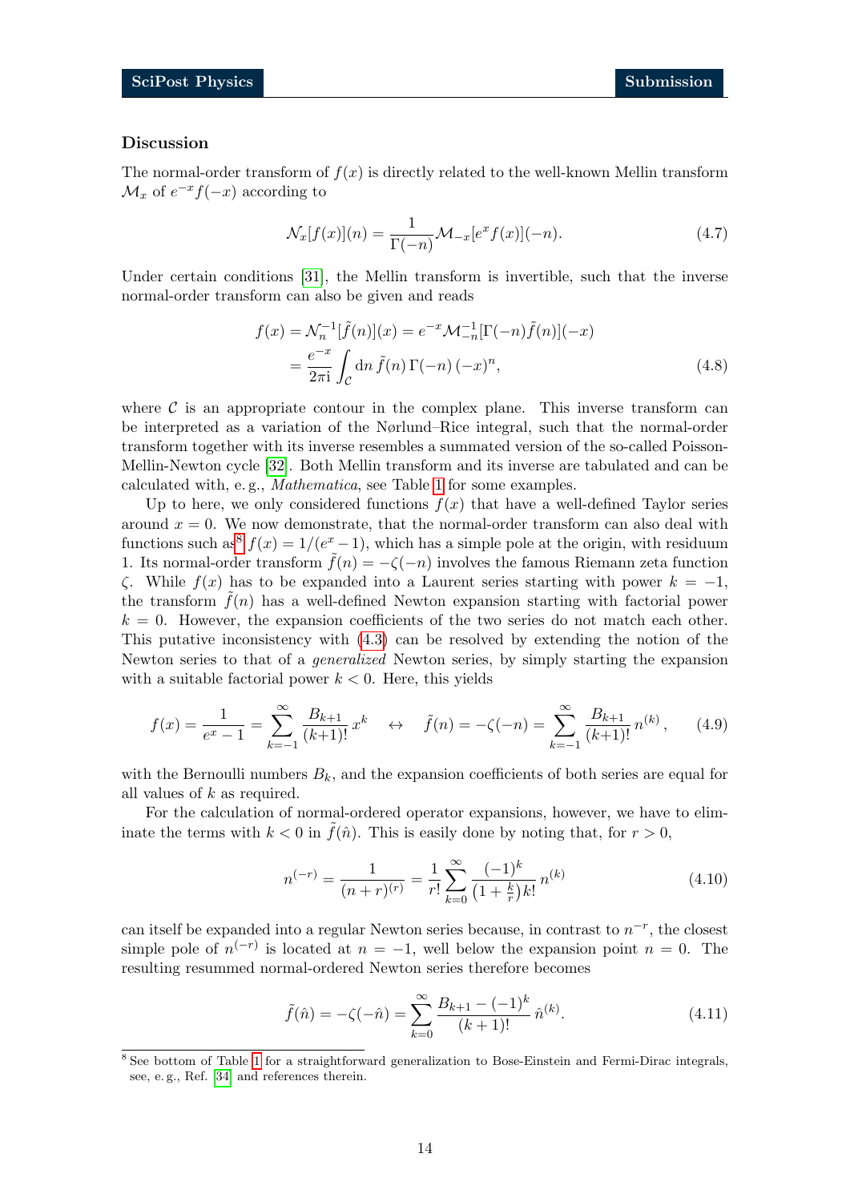### Discussion

The normal-order transform of $f(x)$ is directly related to the well-known Mellin transform $\mathcal{M}_x$ of $e^{-x}f(-x)$ according to

$$\mathcal{N}_x[f(x)](n) = \frac{1}{\Gamma(-n)}\mathcal{M}_{-x}[e^x f(x)](-n). \tag{4.7}$$

Under certain conditions [31], the Mellin transform is invertible, such that the inverse normal-order transform can also be given and reads

$$\begin{aligned} f(x) = \mathcal{N}_n^{-1}[\tilde{f}(n)](x) &= e^{-x}\mathcal{M}_{-n}^{-1}[\Gamma(-n)\tilde{f}(n)](-x) \\ &= \frac{e^{-x}}{2\pi \mathrm{i}}\int_{\mathcal{C}} \mathrm{d}n\, \tilde{f}(n)\,\Gamma(-n)\,(-x)^n, \end{aligned} \tag{4.8}$$

where $\mathcal{C}$ is an appropriate contour in the complex plane. This inverse transform can be interpreted as a variation of the Nørlund–Rice integral, such that the normal-order transform together with its inverse resembles a summated version of the so-called Poisson-Mellin-Newton cycle [32]. Both Mellin transform and its inverse are tabulated and can be calculated with, e. g., *Mathematica*, see Table 1 for some examples.

Up to here, we only considered functions $f(x)$ that have a well-defined Taylor series around $x = 0$. We now demonstrate, that the normal-order transform can also deal with functions such as[8] $f(x) = 1/(e^x - 1)$, which has a simple pole at the origin, with residuum 1. Its normal-order transform $\tilde{f}(n) = -\zeta(-n)$ involves the famous Riemann zeta function $\zeta$. While $f(x)$ has to be expanded into a Laurent series starting with power $k = -1$, the transform $\tilde{f}(n)$ has a well-defined Newton expansion starting with factorial power $k = 0$. However, the expansion coefficients of the two series do not match each other. This putative inconsistency with (4.3) can be resolved by extending the notion of the Newton series to that of a *generalized* Newton series, by simply starting the expansion with a suitable factorial power $k < 0$. Here, this yields

$$f(x) = \frac{1}{e^x - 1} = \sum_{k=-1}^{\infty} \frac{B_{k+1}}{(k+1)!}\, x^k \quad \leftrightarrow \quad \tilde{f}(n) = -\zeta(-n) = \sum_{k=-1}^{\infty} \frac{B_{k+1}}{(k+1)!}\, n^{(k)}\,, \tag{4.9}$$

with the Bernoulli numbers $B_k$, and the expansion coefficients of both series are equal for all values of $k$ as required.

For the calculation of normal-ordered operator expansions, however, we have to eliminate the terms with $k < 0$ in $\tilde{f}(\hat{n})$. This is easily done by noting that, for $r > 0$,

$$n^{(-r)} = \frac{1}{(n+r)^{(r)}} = \frac{1}{r!}\sum_{k=0}^{\infty} \frac{(-1)^k}{\left(1+\frac{k}{r}\right)k!}\, n^{(k)} \tag{4.10}$$

can itself be expanded into a regular Newton series because, in contrast to $n^{-r}$, the closest simple pole of $n^{(-r)}$ is located at $n = -1$, well below the expansion point $n = 0$. The resulting resummed normal-ordered Newton series therefore becomes

$$\tilde{f}(\hat{n}) = -\zeta(-\hat{n}) = \sum_{k=0}^{\infty} \frac{B_{k+1} - (-1)^k}{(k+1)!}\, \hat{n}^{(k)}. \tag{4.11}$$

[8] See bottom of Table 1 for a straightforward generalization to Bose-Einstein and Fermi-Dirac integrals, see, e. g., Ref. [34] and references therein.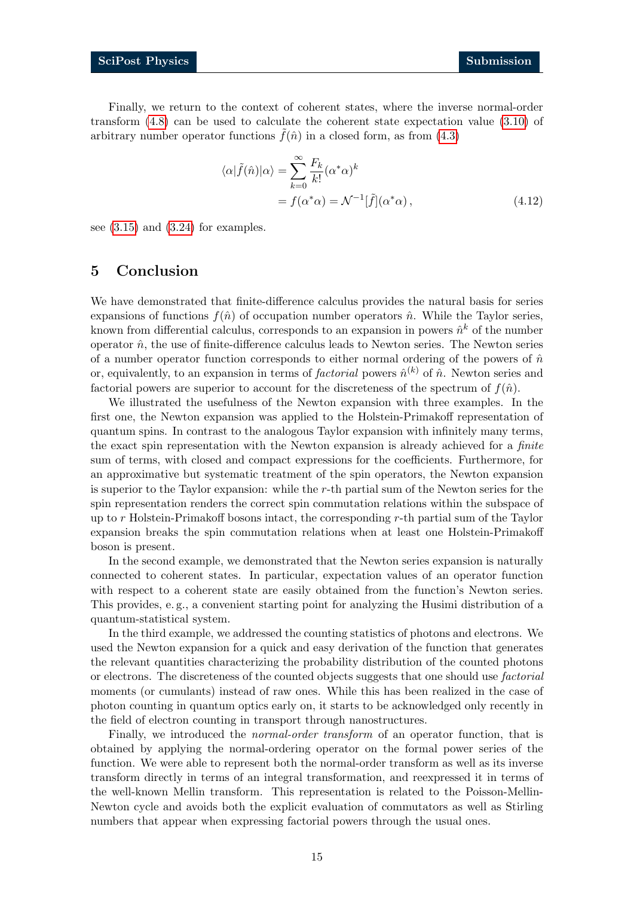Finally, we return to the context of coherent states, where the inverse normal-order transform (4.8) can be used to calculate the coherent state expectation value (3.10) of arbitrary number operator functions $\tilde{f}(\hat{n})$ in a closed form, as from (4.3)

$$
\begin{aligned}
\langle\alpha|\tilde{f}(\hat{n})|\alpha\rangle &= \sum_{k=0}^{\infty}\frac{F_k}{k!}(\alpha^*\alpha)^k \\
&= f(\alpha^*\alpha) = \mathcal{N}^{-1}[\tilde{f}](\alpha^*\alpha)\,,
\end{aligned}
\tag{4.12}
$$

see (3.15) and (3.24) for examples.

## 5 Conclusion

We have demonstrated that finite-difference calculus provides the natural basis for series expansions of functions $f(\hat{n})$ of occupation number operators $\hat{n}$. While the Taylor series, known from differential calculus, corresponds to an expansion in powers $\hat{n}^k$ of the number operator $\hat{n}$, the use of finite-difference calculus leads to Newton series. The Newton series of a number operator function corresponds to either normal ordering of the powers of $\hat{n}$ or, equivalently, to an expansion in terms of *factorial* powers $\hat{n}^{(k)}$ of $\hat{n}$. Newton series and factorial powers are superior to account for the discreteness of the spectrum of $f(\hat{n})$.

We illustrated the usefulness of the Newton expansion with three examples. In the first one, the Newton expansion was applied to the Holstein-Primakoff representation of quantum spins. In contrast to the analogous Taylor expansion with infinitely many terms, the exact spin representation with the Newton expansion is already achieved for a *finite* sum of terms, with closed and compact expressions for the coefficients. Furthermore, for an approximative but systematic treatment of the spin operators, the Newton expansion is superior to the Taylor expansion: while the $r$-th partial sum of the Newton series for the spin representation renders the correct spin commutation relations within the subspace of up to $r$ Holstein-Primakoff bosons intact, the corresponding $r$-th partial sum of the Taylor expansion breaks the spin commutation relations when at least one Holstein-Primakoff boson is present.

In the second example, we demonstrated that the Newton series expansion is naturally connected to coherent states. In particular, expectation values of an operator function with respect to a coherent state are easily obtained from the function's Newton series. This provides, e. g., a convenient starting point for analyzing the Husimi distribution of a quantum-statistical system.

In the third example, we addressed the counting statistics of photons and electrons. We used the Newton expansion for a quick and easy derivation of the function that generates the relevant quantities characterizing the probability distribution of the counted photons or electrons. The discreteness of the counted objects suggests that one should use *factorial* moments (or cumulants) instead of raw ones. While this has been realized in the case of photon counting in quantum optics early on, it starts to be acknowledged only recently in the field of electron counting in transport through nanostructures.

Finally, we introduced the *normal-order transform* of an operator function, that is obtained by applying the normal-ordering operator on the formal power series of the function. We were able to represent both the normal-order transform as well as its inverse transform directly in terms of an integral transformation, and reexpressed it in terms of the well-known Mellin transform. This representation is related to the Poisson-Mellin-Newton cycle and avoids both the explicit evaluation of commutators as well as Stirling numbers that appear when expressing factorial powers through the usual ones.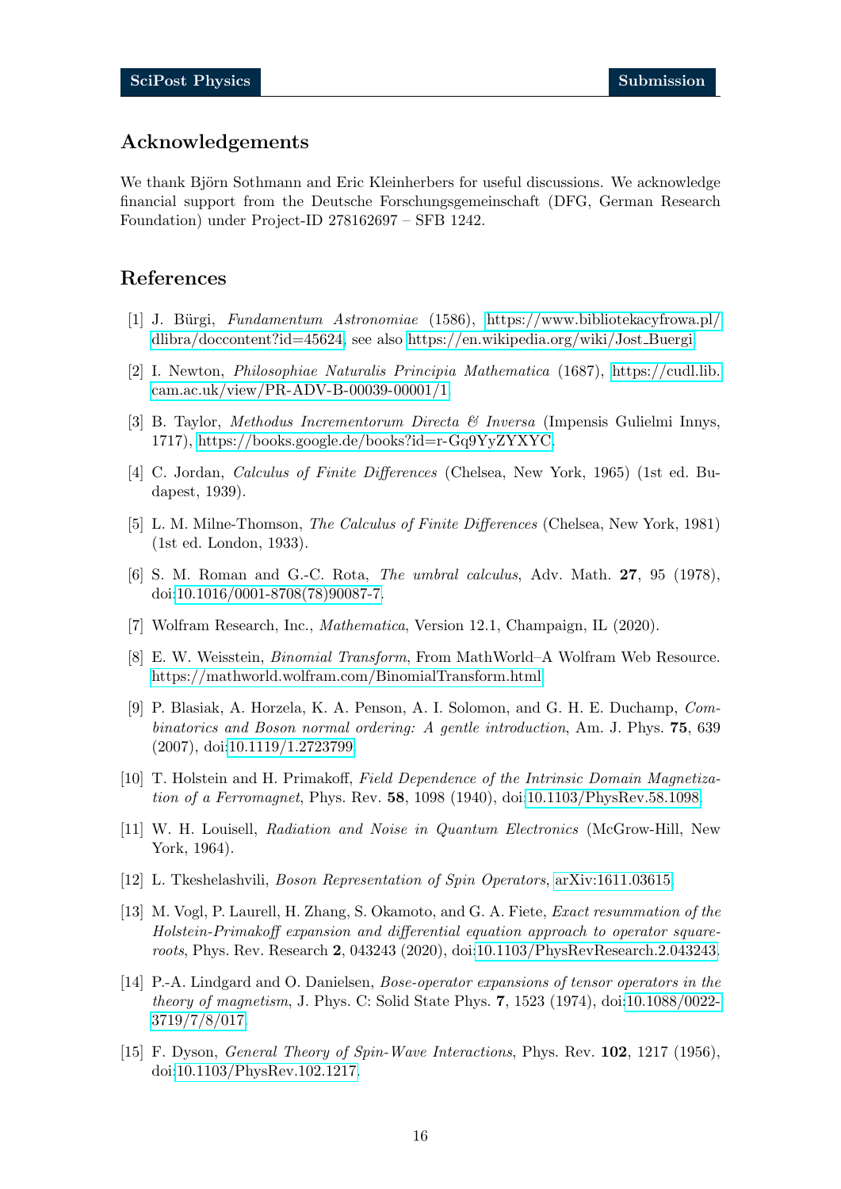## Acknowledgements

We thank Björn Sothmann and Eric Kleinherbers for useful discussions. We acknowledge financial support from the Deutsche Forschungsgemeinschaft (DFG, German Research Foundation) under Project-ID 278162697 – SFB 1242.

## References

[1] J. Bürgi, *Fundamentum Astronomiae* (1586), https://www.bibliotekacyfrowa.pl/dlibra/doccontent?id=45624, see also https://en.wikipedia.org/wiki/Jost_Buergi.

[2] I. Newton, *Philosophiae Naturalis Principia Mathematica* (1687), https://cudl.lib.cam.ac.uk/view/PR-ADV-B-00039-00001/1.

[3] B. Taylor, *Methodus Incrementorum Directa & Inversa* (Impensis Gulielmi Innys, 1717), https://books.google.de/books?id=r-Gq9YyZYXYC.

[4] C. Jordan, *Calculus of Finite Differences* (Chelsea, New York, 1965) (1st ed. Budapest, 1939).

[5] L. M. Milne-Thomson, *The Calculus of Finite Differences* (Chelsea, New York, 1981) (1st ed. London, 1933).

[6] S. M. Roman and G.-C. Rota, *The umbral calculus*, Adv. Math. **27**, 95 (1978), doi:10.1016/0001-8708(78)90087-7.

[7] Wolfram Research, Inc., *Mathematica*, Version 12.1, Champaign, IL (2020).

[8] E. W. Weisstein, *Binomial Transform*, From MathWorld–A Wolfram Web Resource. https://mathworld.wolfram.com/BinomialTransform.html.

[9] P. Blasiak, A. Horzela, K. A. Penson, A. I. Solomon, and G. H. E. Duchamp, *Combinatorics and Boson normal ordering: A gentle introduction*, Am. J. Phys. **75**, 639 (2007), doi:10.1119/1.2723799.

[10] T. Holstein and H. Primakoff, *Field Dependence of the Intrinsic Domain Magnetization of a Ferromagnet*, Phys. Rev. **58**, 1098 (1940), doi:10.1103/PhysRev.58.1098.

[11] W. H. Louisell, *Radiation and Noise in Quantum Electronics* (McGrow-Hill, New York, 1964).

[12] L. Tkeshelashvili, *Boson Representation of Spin Operators*, arXiv:1611.03615.

[13] M. Vogl, P. Laurell, H. Zhang, S. Okamoto, and G. A. Fiete, *Exact resummation of the Holstein-Primakoff expansion and differential equation approach to operator square-roots*, Phys. Rev. Research **2**, 043243 (2020), doi:10.1103/PhysRevResearch.2.043243.

[14] P.-A. Lindgard and O. Danielsen, *Bose-operator expansions of tensor operators in the theory of magnetism*, J. Phys. C: Solid State Phys. **7**, 1523 (1974), doi:10.1088/0022-3719/7/8/017.

[15] F. Dyson, *General Theory of Spin-Wave Interactions*, Phys. Rev. **102**, 1217 (1956), doi:10.1103/PhysRev.102.1217.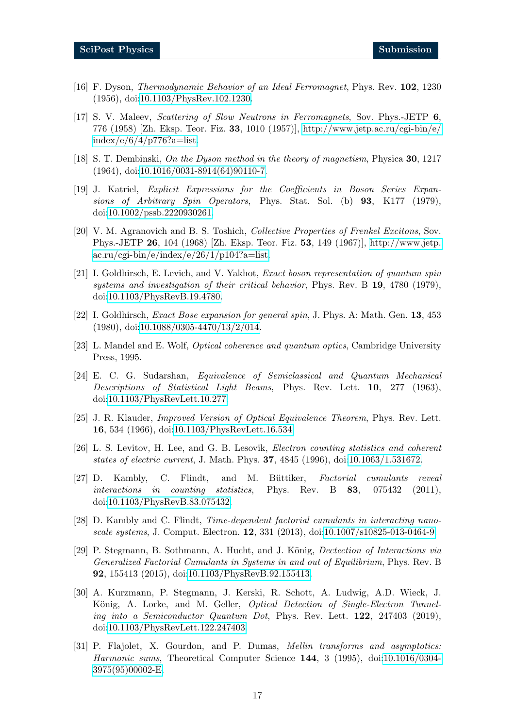[16] F. Dyson, *Thermodynamic Behavior of an Ideal Ferromagnet*, Phys. Rev. **102**, 1230 (1956), doi:10.1103/PhysRev.102.1230.

[17] S. V. Maleev, *Scattering of Slow Neutrons in Ferromagnets*, Sov. Phys.-JETP **6**, 776 (1958) [Zh. Eksp. Teor. Fiz. **33**, 1010 (1957)], http://www.jetp.ac.ru/cgi-bin/e/index/e/6/4/p776?a=list.

[18] S. T. Dembinski, *On the Dyson method in the theory of magnetism*, Physica **30**, 1217 (1964), doi:10.1016/0031-8914(64)90110-7.

[19] J. Katriel, *Explicit Expressions for the Coefficients in Boson Series Expansions of Arbitrary Spin Operators*, Phys. Stat. Sol. (b) **93**, K177 (1979), doi:10.1002/pssb.2220930261.

[20] V. M. Agranovich and B. S. Toshich, *Collective Properties of Frenkel Excitons*, Sov. Phys.-JETP **26**, 104 (1968) [Zh. Eksp. Teor. Fiz. **53**, 149 (1967)], http://www.jetp.ac.ru/cgi-bin/e/index/e/26/1/p104?a=list.

[21] I. Goldhirsch, E. Levich, and V. Yakhot, *Exact boson representation of quantum spin systems and investigation of their critical behavior*, Phys. Rev. B **19**, 4780 (1979), doi:10.1103/PhysRevB.19.4780.

[22] I. Goldhirsch, *Exact Bose expansion for general spin*, J. Phys. A: Math. Gen. **13**, 453 (1980), doi:10.1088/0305-4470/13/2/014.

[23] L. Mandel and E. Wolf, *Optical coherence and quantum optics*, Cambridge University Press, 1995.

[24] E. C. G. Sudarshan, *Equivalence of Semiclassical and Quantum Mechanical Descriptions of Statistical Light Beams*, Phys. Rev. Lett. **10**, 277 (1963), doi:10.1103/PhysRevLett.10.277.

[25] J. R. Klauder, *Improved Version of Optical Equivalence Theorem*, Phys. Rev. Lett. **16**, 534 (1966), doi:10.1103/PhysRevLett.16.534.

[26] L. S. Levitov, H. Lee, and G. B. Lesovik, *Electron counting statistics and coherent states of electric current*, J. Math. Phys. **37**, 4845 (1996), doi:10.1063/1.531672.

[27] D. Kambly, C. Flindt, and M. Büttiker, *Factorial cumulants reveal interactions in counting statistics*, Phys. Rev. B **83**, 075432 (2011), doi:10.1103/PhysRevB.83.075432.

[28] D. Kambly and C. Flindt, *Time-dependent factorial cumulants in interacting nano-scale systems*, J. Comput. Electron. **12**, 331 (2013), doi:10.1007/s10825-013-0464-9.

[29] P. Stegmann, B. Sothmann, A. Hucht, and J. König, *Dectection of Interactions via Generalized Factorial Cumulants in Systems in and out of Equilibrium*, Phys. Rev. B **92**, 155413 (2015), doi:10.1103/PhysRevB.92.155413.

[30] A. Kurzmann, P. Stegmann, J. Kerski, R. Schott, A. Ludwig, A.D. Wieck, J. König, A. Lorke, and M. Geller, *Optical Detection of Single-Electron Tunneling into a Semiconductor Quantum Dot*, Phys. Rev. Lett. **122**, 247403 (2019), doi:10.1103/PhysRevLett.122.247403.

[31] P. Flajolet, X. Gourdon, and P. Dumas, *Mellin transforms and asymptotics: Harmonic sums*, Theoretical Computer Science **144**, 3 (1995), doi:10.1016/0304-3975(95)00002-E.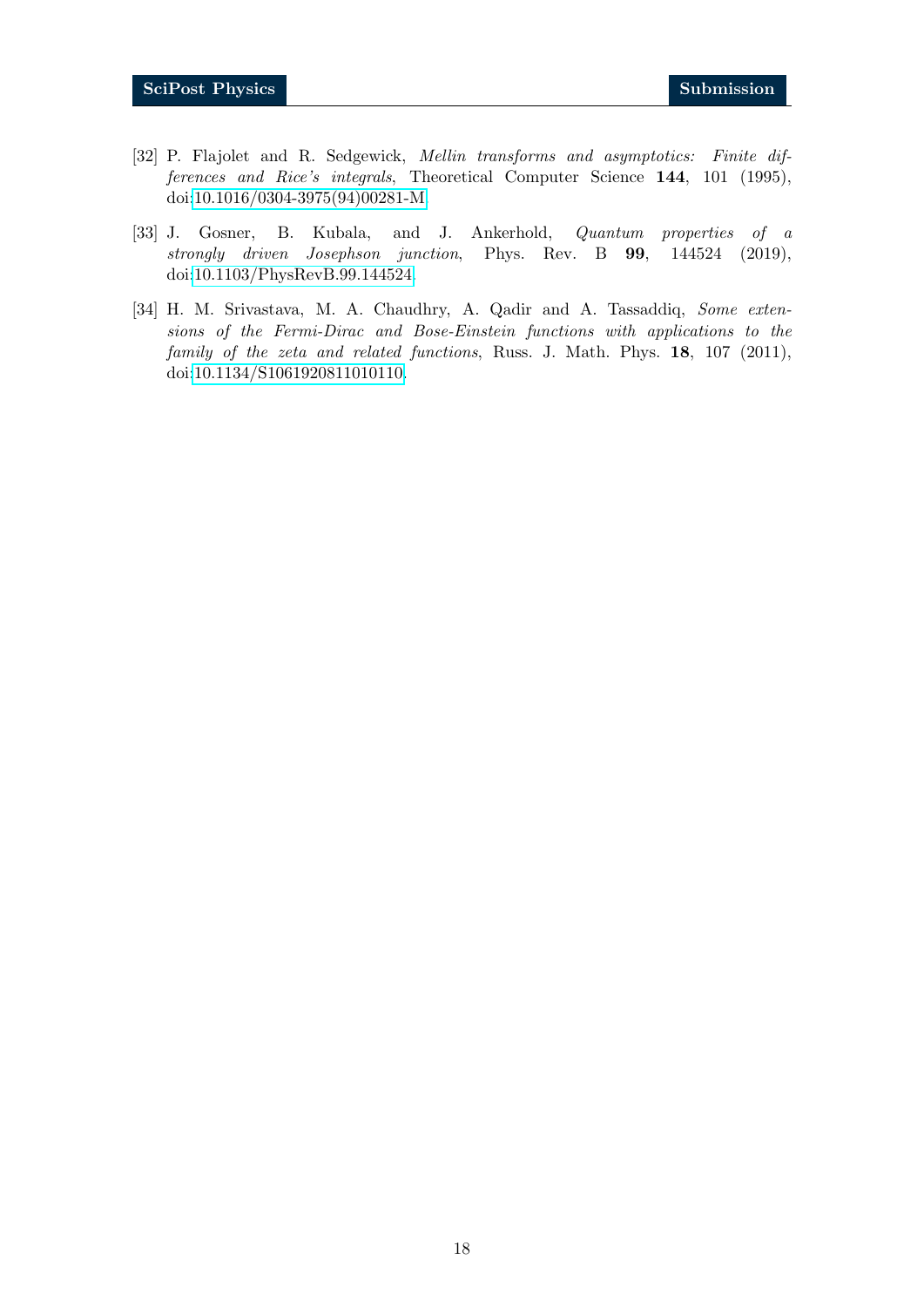[32] P. Flajolet and R. Sedgewick, *Mellin transforms and asymptotics: Finite differences and Rice's integrals*, Theoretical Computer Science **144**, 101 (1995), doi:10.1016/0304-3975(94)00281-M.

[33] J. Gosner, B. Kubala, and J. Ankerhold, *Quantum properties of a strongly driven Josephson junction*, Phys. Rev. B **99**, 144524 (2019), doi:10.1103/PhysRevB.99.144524.

[34] H. M. Srivastava, M. A. Chaudhry, A. Qadir and A. Tassaddiq, *Some extensions of the Fermi-Dirac and Bose-Einstein functions with applications to the family of the zeta and related functions*, Russ. J. Math. Phys. **18**, 107 (2011), doi:10.1134/S1061920811010110.